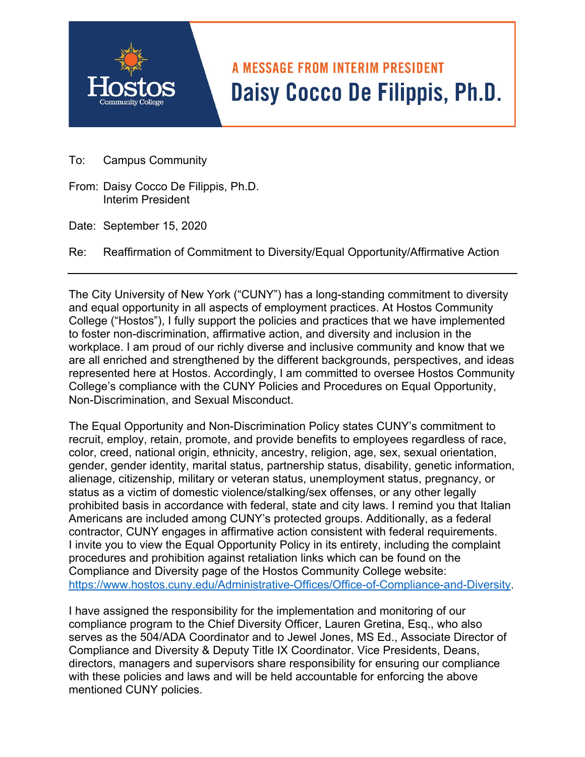Hostos
Community College

## A MESSAGE FROM INTERIM PRESIDENT

# Daisy Cocco De Filippis, Ph.D.

To: Campus Community

From: Daisy Cocco De Filippis, Ph.D.
Interim President

Date: September 15, 2020

Re: Reaffirmation of Commitment to Diversity/Equal Opportunity/Affirmative Action

---

The City University of New York ("CUNY") has a long-standing commitment to diversity and equal opportunity in all aspects of employment practices. At Hostos Community College ("Hostos"), I fully support the policies and practices that we have implemented to foster non-discrimination, affirmative action, and diversity and inclusion in the workplace. I am proud of our richly diverse and inclusive community and know that we are all enriched and strengthened by the different backgrounds, perspectives, and ideas represented here at Hostos. Accordingly, I am committed to oversee Hostos Community College's compliance with the CUNY Policies and Procedures on Equal Opportunity, Non-Discrimination, and Sexual Misconduct.

The Equal Opportunity and Non-Discrimination Policy states CUNY's commitment to recruit, employ, retain, promote, and provide benefits to employees regardless of race, color, creed, national origin, ethnicity, ancestry, religion, age, sex, sexual orientation, gender, gender identity, marital status, partnership status, disability, genetic information, alienage, citizenship, military or veteran status, unemployment status, pregnancy, or status as a victim of domestic violence/stalking/sex offenses, or any other legally prohibited basis in accordance with federal, state and city laws. I remind you that Italian Americans are included among CUNY's protected groups. Additionally, as a federal contractor, CUNY engages in affirmative action consistent with federal requirements. I invite you to view the Equal Opportunity Policy in its entirety, including the complaint procedures and prohibition against retaliation links which can be found on the Compliance and Diversity page of the Hostos Community College website: https://www.hostos.cuny.edu/Administrative-Offices/Office-of-Compliance-and-Diversity.

I have assigned the responsibility for the implementation and monitoring of our compliance program to the Chief Diversity Officer, Lauren Gretina, Esq., who also serves as the 504/ADA Coordinator and to Jewel Jones, MS Ed., Associate Director of Compliance and Diversity & Deputy Title IX Coordinator. Vice Presidents, Deans, directors, managers and supervisors share responsibility for ensuring our compliance with these policies and laws and will be held accountable for enforcing the above mentioned CUNY policies.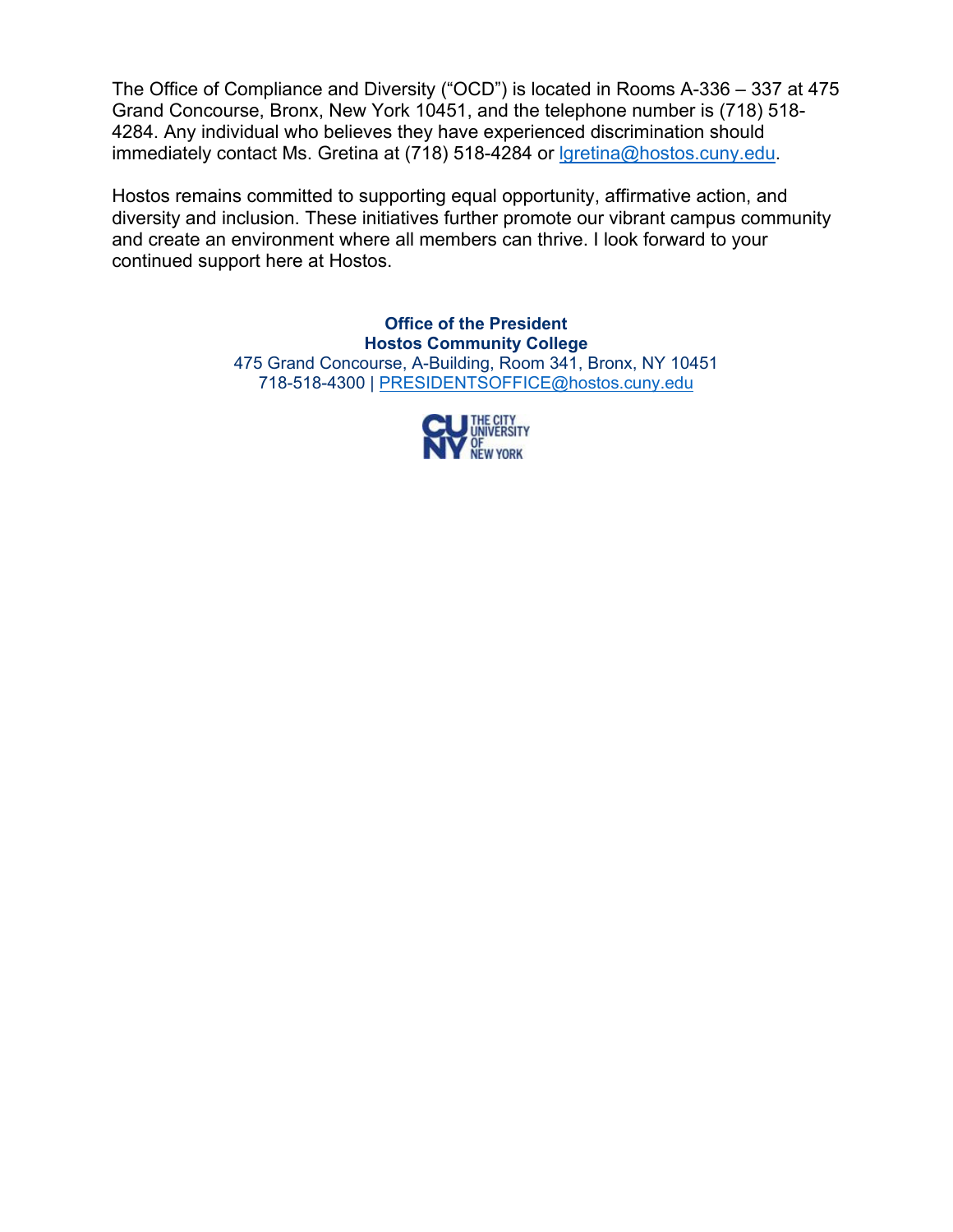The Office of Compliance and Diversity ("OCD") is located in Rooms A-336 – 337 at 475 Grand Concourse, Bronx, New York 10451, and the telephone number is (718) 518-4284. Any individual who believes they have experienced discrimination should immediately contact Ms. Gretina at (718) 518-4284 or lgretina@hostos.cuny.edu.

Hostos remains committed to supporting equal opportunity, affirmative action, and diversity and inclusion. These initiatives further promote our vibrant campus community and create an environment where all members can thrive. I look forward to your continued support here at Hostos.

**Office of the President**
**Hostos Community College**
475 Grand Concourse, A-Building, Room 341, Bronx, NY 10451
718-518-4300 | PRESIDENTSOFFICE@hostos.cuny.edu

CUNY THE CITY UNIVERSITY OF NEW YORK